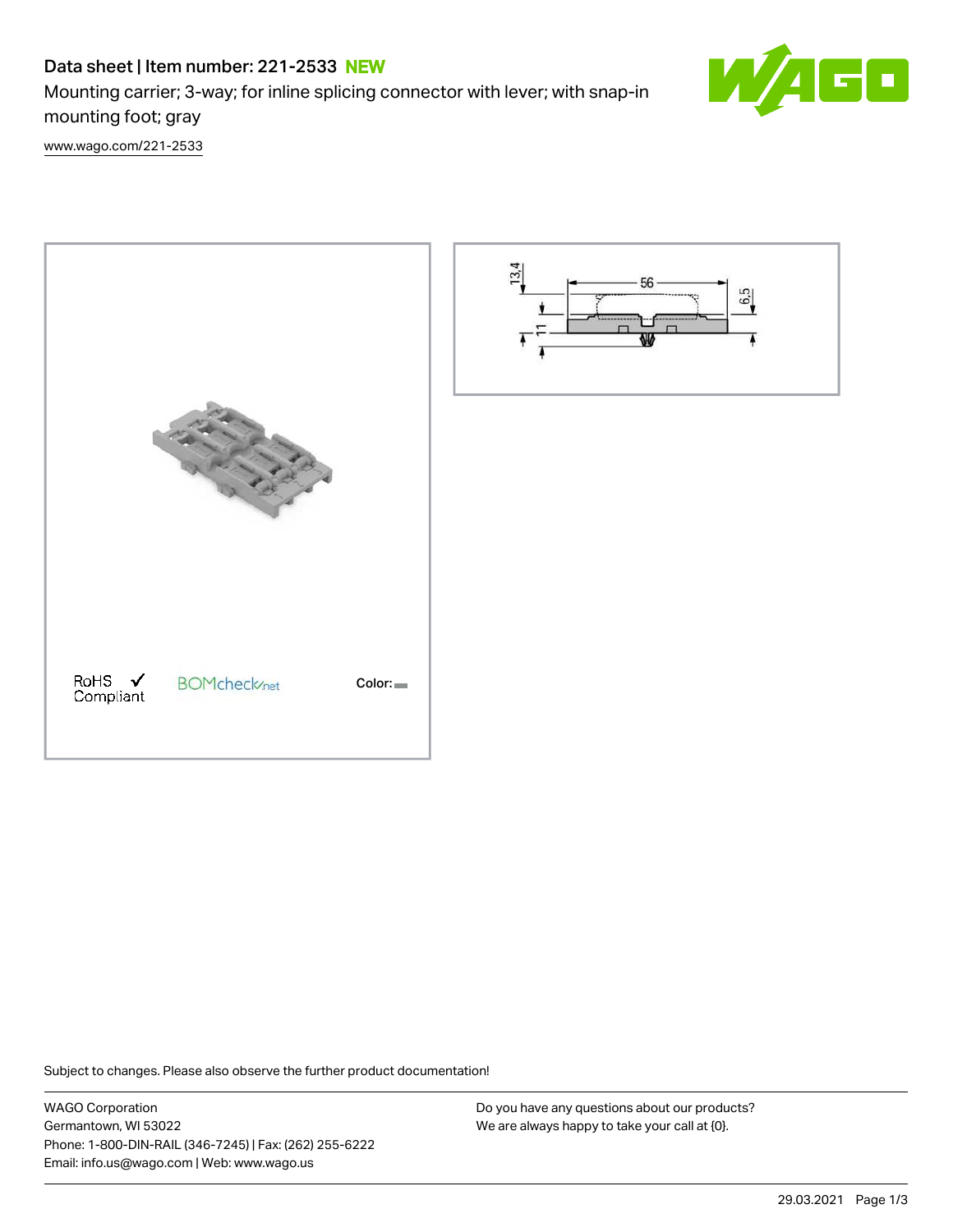# Data sheet | Item number: 221-2533 NEW

Mounting carrier; 3-way; for inline splicing connector with lever; with snap-in mounting foot; gray

www.wago.com/221-2533

RoHS Compliant ✓

BOMcheck.net

Color:

Subject to changes. Please also observe the further product documentation!

WAGO Corporation
Germantown, WI 53022
Phone: 1-800-DIN-RAIL (346-7245) | Fax: (262) 255-6222
Email: info.us@wago.com | Web: www.wago.us

Do you have any questions about our products?
We are always happy to take your call at {0}.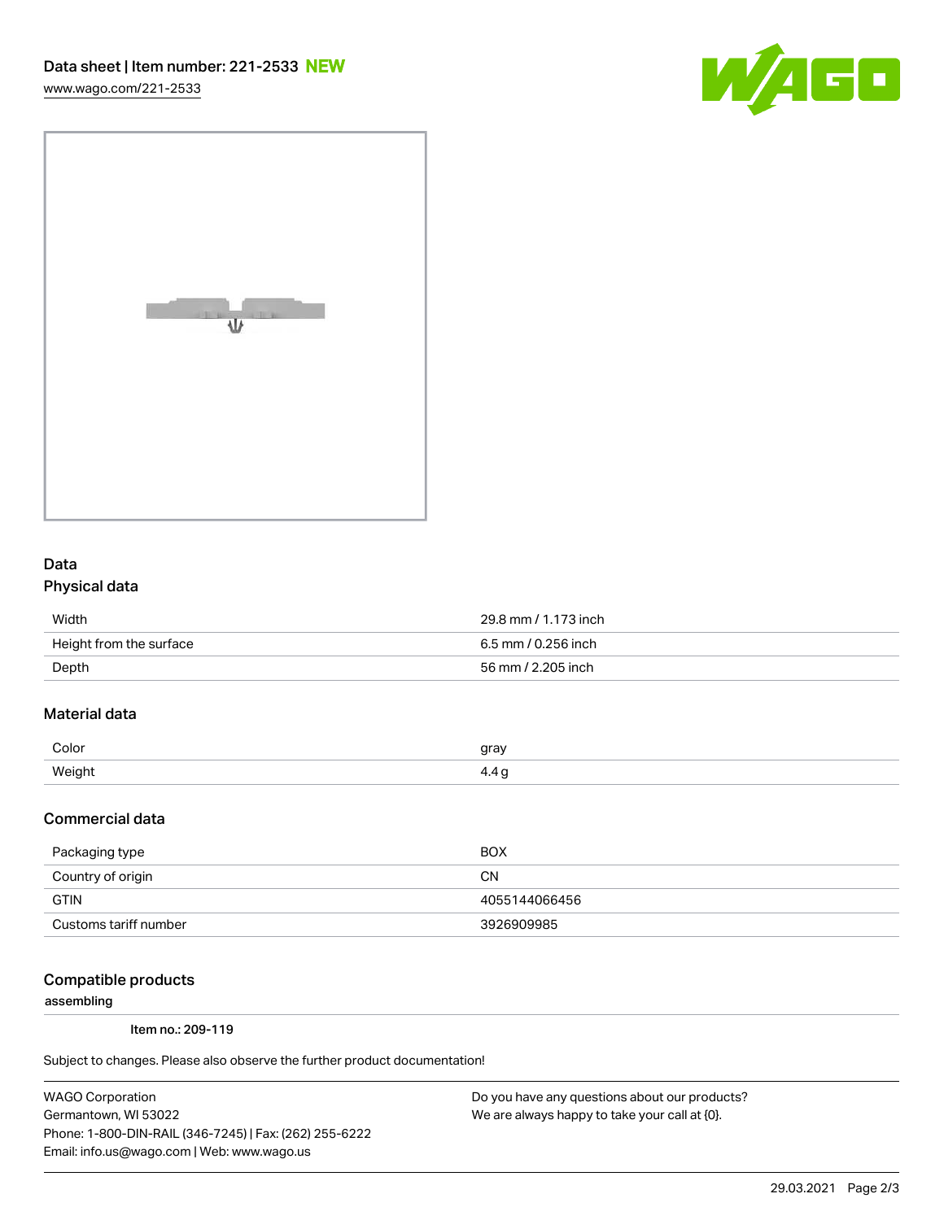# Data sheet | Item number: 221-2533 NEW

www.wago.com/221-2533

## Data

### Physical data

| | |
|---|---|
| Width | 29.8 mm / 1.173 inch |
| Height from the surface | 6.5 mm / 0.256 inch |
| Depth | 56 mm / 2.205 inch |

### Material data

| | |
|---|---|
| Color | gray |
| Weight | 4.4 g |

### Commercial data

| | |
|---|---|
| Packaging type | BOX |
| Country of origin | CN |
| GTIN | 4055144066456 |
| Customs tariff number | 3926909985 |

## Compatible products

**assembling**

Item no.: 209-119

Subject to changes. Please also observe the further product documentation!

WAGO Corporation
Germantown, WI 53022
Phone: 1-800-DIN-RAIL (346-7245) | Fax: (262) 255-6222
Email: info.us@wago.com | Web: www.wago.us

Do you have any questions about our products?
We are always happy to take your call at {0}.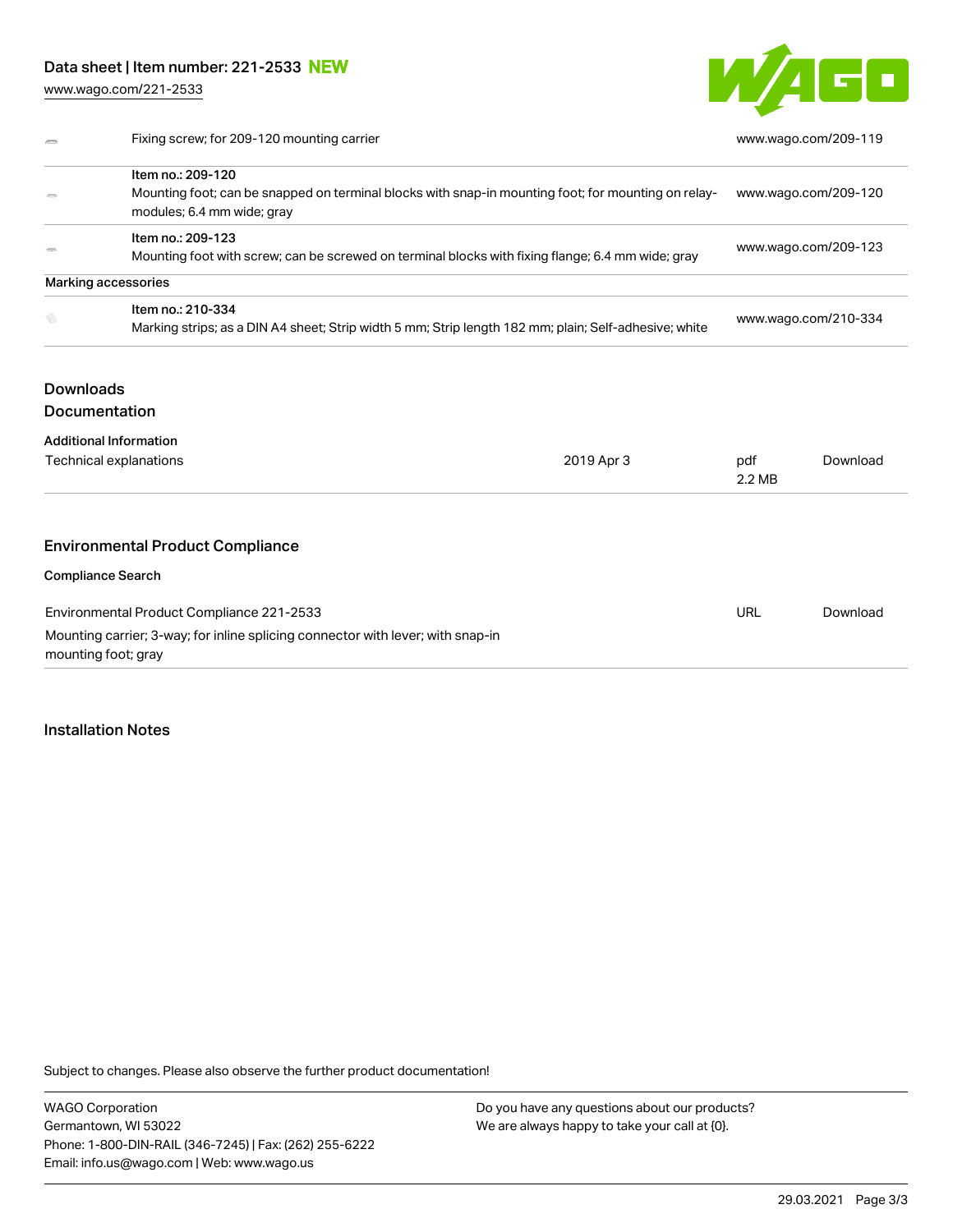| | | |
|---|---|---|
| | Fixing screw; for 209-120 mounting carrier | www.wago.com/209-119 |
| | Item no.: 209-120<br>Mounting foot; can be snapped on terminal blocks with snap-in mounting foot; for mounting on relay-modules; 6.4 mm wide; gray | www.wago.com/209-120 |
| | Item no.: 209-123<br>Mounting foot with screw; can be screwed on terminal blocks with fixing flange; 6.4 mm wide; gray | www.wago.com/209-123 |
| Marking accessories | | |
| | Item no.: 210-334<br>Marking strips; as a DIN A4 sheet; Strip width 5 mm; Strip length 182 mm; plain; Self-adhesive; white | www.wago.com/210-334 |

## Downloads

### Documentation

**Additional Information**

| | | | |
|---|---|---|---|
| Technical explanations | 2019 Apr 3 | pdf<br>2.2 MB | Download |

## Environmental Product Compliance

**Compliance Search**

| | | |
|---|---|---|
| Environmental Product Compliance 221-2533<br>Mounting carrier; 3-way; for inline splicing connector with lever; with snap-in mounting foot; gray | URL | Download |

## Installation Notes

Subject to changes. Please also observe the further product documentation!

WAGO Corporation
Germantown, WI 53022
Phone: 1-800-DIN-RAIL (346-7245) | Fax: (262) 255-6222
Email: info.us@wago.com | Web: www.wago.us

Do you have any questions about our products?
We are always happy to take your call at {0}.